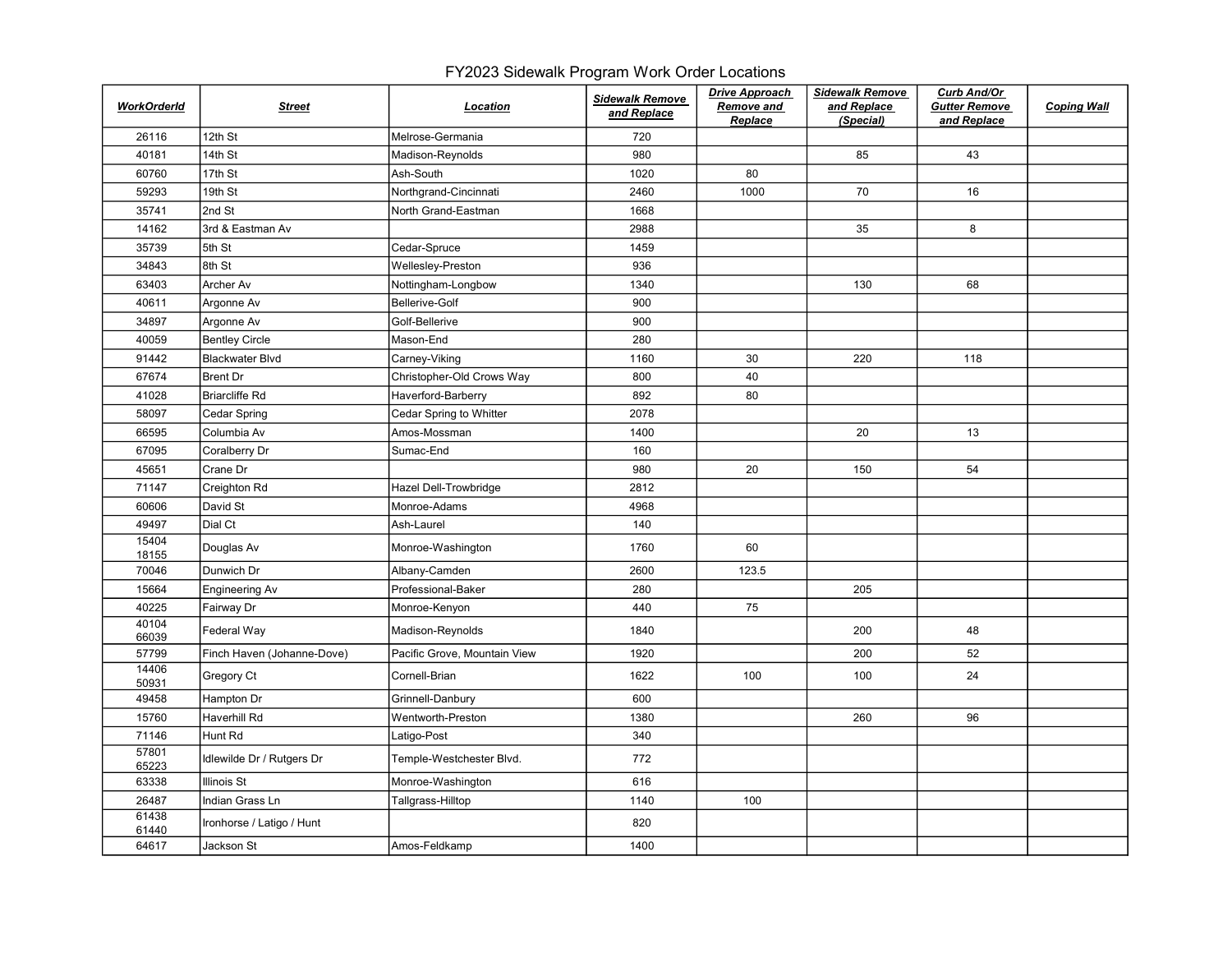# FY2023 Sidewalk Program Work Order Locations

| WorkOrderId | Street | Location | Sidewalk Remove and Replace | Drive Approach Remove and Replace | Sidewalk Remove and Replace (Special) | Curb And/Or Gutter Remove and Replace | Coping Wall |
|---|---|---|---|---|---|---|---|
| 26116 | 12th St | Melrose-Germania | 720 | | | | |
| 40181 | 14th St | Madison-Reynolds | 980 | | 85 | 43 | |
| 60760 | 17th St | Ash-South | 1020 | 80 | | | |
| 59293 | 19th St | Northgrand-Cincinnati | 2460 | 1000 | 70 | 16 | |
| 35741 | 2nd St | North Grand-Eastman | 1668 | | | | |
| 14162 | 3rd & Eastman Av | | 2988 | | 35 | 8 | |
| 35739 | 5th St | Cedar-Spruce | 1459 | | | | |
| 34843 | 8th St | Wellesley-Preston | 936 | | | | |
| 63403 | Archer Av | Nottingham-Longbow | 1340 | | 130 | 68 | |
| 40611 | Argonne Av | Bellerive-Golf | 900 | | | | |
| 34897 | Argonne Av | Golf-Bellerive | 900 | | | | |
| 40059 | Bentley Circle | Mason-End | 280 | | | | |
| 91442 | Blackwater Blvd | Carney-Viking | 1160 | 30 | 220 | 118 | |
| 67674 | Brent Dr | Christopher-Old Crows Way | 800 | 40 | | | |
| 41028 | Briarcliffe Rd | Haverford-Barberry | 892 | 80 | | | |
| 58097 | Cedar Spring | Cedar Spring to Whitter | 2078 | | | | |
| 66595 | Columbia Av | Amos-Mossman | 1400 | | 20 | 13 | |
| 67095 | Coralberry Dr | Sumac-End | 160 | | | | |
| 45651 | Crane Dr | | 980 | 20 | 150 | 54 | |
| 71147 | Creighton Rd | Hazel Dell-Trowbridge | 2812 | | | | |
| 60606 | David St | Monroe-Adams | 4968 | | | | |
| 49497 | Dial Ct | Ash-Laurel | 140 | | | | |
| 15404<br>18155 | Douglas Av | Monroe-Washington | 1760 | 60 | | | |
| 70046 | Dunwich Dr | Albany-Camden | 2600 | 123.5 | | | |
| 15664 | Engineering Av | Professional-Baker | 280 | | 205 | | |
| 40225 | Fairway Dr | Monroe-Kenyon | 440 | 75 | | | |
| 40104<br>66039 | Federal Way | Madison-Reynolds | 1840 | | 200 | 48 | |
| 57799 | Finch Haven (Johanne-Dove) | Pacific Grove, Mountain View | 1920 | | 200 | 52 | |
| 14406<br>50931 | Gregory Ct | Cornell-Brian | 1622 | 100 | 100 | 24 | |
| 49458 | Hampton Dr | Grinnell-Danbury | 600 | | | | |
| 15760 | Haverhill Rd | Wentworth-Preston | 1380 | | 260 | 96 | |
| 71146 | Hunt Rd | Latigo-Post | 340 | | | | |
| 57801<br>65223 | Idlewilde Dr / Rutgers Dr | Temple-Westchester Blvd. | 772 | | | | |
| 63338 | Illinois St | Monroe-Washington | 616 | | | | |
| 26487 | Indian Grass Ln | Tallgrass-Hilltop | 1140 | 100 | | | |
| 61438<br>61440 | Ironhorse / Latigo / Hunt | | 820 | | | | |
| 64617 | Jackson St | Amos-Feldkamp | 1400 | | | | |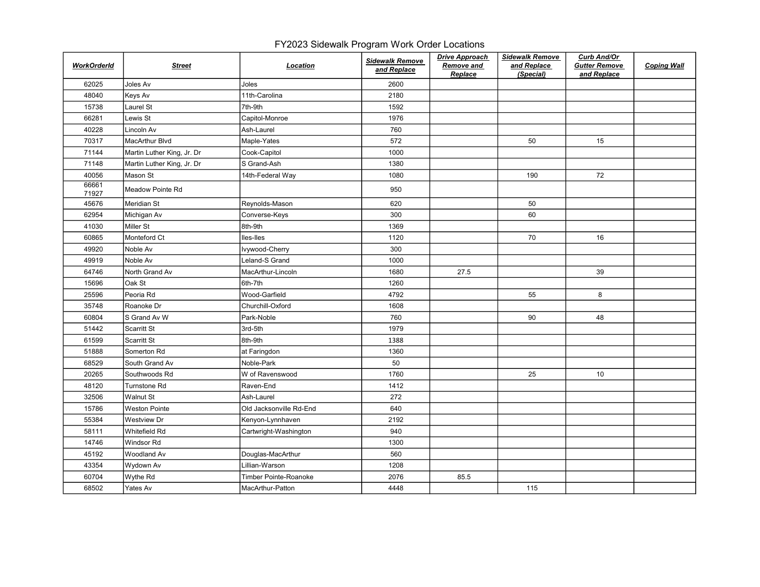## FY2023 Sidewalk Program Work Order Locations

| WorkOrderId | Street | Location | Sidewalk Remove and Replace | Drive Approach Remove and Replace | Sidewalk Remove and Replace (Special) | Curb And/Or Gutter Remove and Replace | Coping Wall |
|---|---|---|---|---|---|---|---|
| 62025 | Joles Av | Joles | 2600 | | | | |
| 48040 | Keys Av | 11th-Carolina | 2180 | | | | |
| 15738 | Laurel St | 7th-9th | 1592 | | | | |
| 66281 | Lewis St | Capitol-Monroe | 1976 | | | | |
| 40228 | Lincoln Av | Ash-Laurel | 760 | | | | |
| 70317 | MacArthur Blvd | Maple-Yates | 572 | | 50 | 15 | |
| 71144 | Martin Luther King, Jr. Dr | Cook-Capitol | 1000 | | | | |
| 71148 | Martin Luther King, Jr. Dr | S Grand-Ash | 1380 | | | | |
| 40056 | Mason St | 14th-Federal Way | 1080 | | 190 | 72 | |
| 66661 71927 | Meadow Pointe Rd | | 950 | | | | |
| 45676 | Meridian St | Reynolds-Mason | 620 | | 50 | | |
| 62954 | Michigan Av | Converse-Keys | 300 | | 60 | | |
| 41030 | Miller St | 8th-9th | 1369 | | | | |
| 60865 | Monteford Ct | Iles-Iles | 1120 | | 70 | 16 | |
| 49920 | Noble Av | Ivywood-Cherry | 300 | | | | |
| 49919 | Noble Av | Leland-S Grand | 1000 | | | | |
| 64746 | North Grand Av | MacArthur-Lincoln | 1680 | 27.5 | | 39 | |
| 15696 | Oak St | 6th-7th | 1260 | | | | |
| 25596 | Peoria Rd | Wood-Garfield | 4792 | | 55 | 8 | |
| 35748 | Roanoke Dr | Churchill-Oxford | 1608 | | | | |
| 60804 | S Grand Av W | Park-Noble | 760 | | 90 | 48 | |
| 51442 | Scarritt St | 3rd-5th | 1979 | | | | |
| 61599 | Scarritt St | 8th-9th | 1388 | | | | |
| 51888 | Somerton Rd | at Faringdon | 1360 | | | | |
| 68529 | South Grand Av | Noble-Park | 50 | | | | |
| 20265 | Southwoods Rd | W of Ravenswood | 1760 | | 25 | 10 | |
| 48120 | Turnstone Rd | Raven-End | 1412 | | | | |
| 32506 | Walnut St | Ash-Laurel | 272 | | | | |
| 15786 | Weston Pointe | Old Jacksonville Rd-End | 640 | | | | |
| 55384 | Westview Dr | Kenyon-Lynnhaven | 2192 | | | | |
| 58111 | Whitefield Rd | Cartwright-Washington | 940 | | | | |
| 14746 | Windsor Rd | | 1300 | | | | |
| 45192 | Woodland Av | Douglas-MacArthur | 560 | | | | |
| 43354 | Wydown Av | Lillian-Warson | 1208 | | | | |
| 60704 | Wythe Rd | Timber Pointe-Roanoke | 2076 | 85.5 | | | |
| 68502 | Yates Av | MacArthur-Patton | 4448 | | 115 | | |